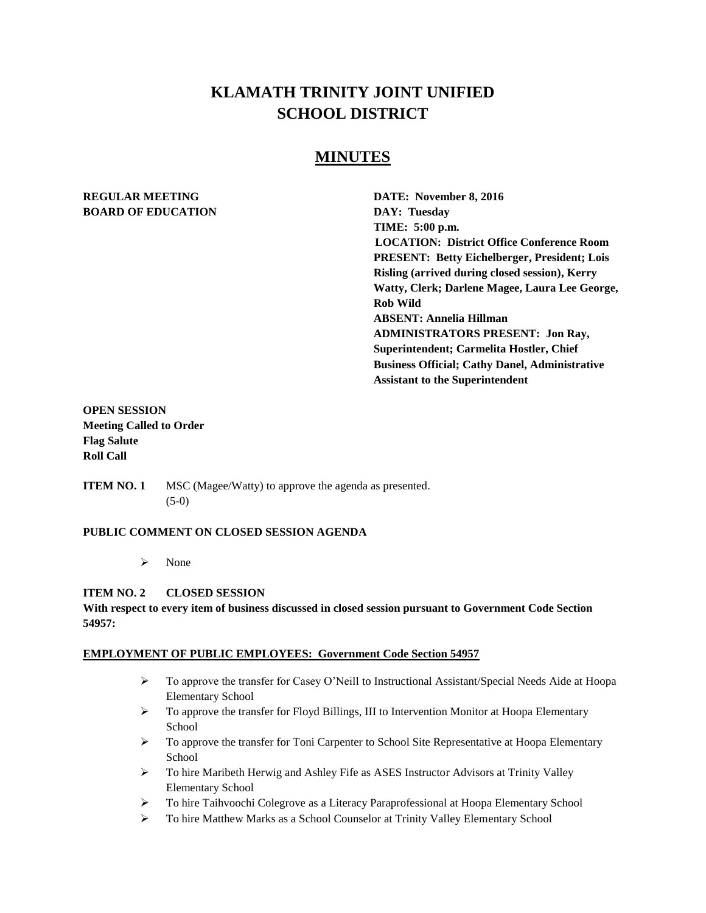# KLAMATH TRINITY JOINT UNIFIED SCHOOL DISTRICT

## MINUTES

**REGULAR MEETING**
**BOARD OF EDUCATION**

**DATE: November 8, 2016**
**DAY: Tuesday**
**TIME: 5:00 p.m.**
**LOCATION: District Office Conference Room**
**PRESENT: Betty Eichelberger, President; Lois Risling (arrived during closed session), Kerry Watty, Clerk; Darlene Magee, Laura Lee George, Rob Wild**
**ABSENT: Annelia Hillman**
**ADMINISTRATORS PRESENT: Jon Ray, Superintendent; Carmelita Hostler, Chief Business Official; Cathy Danel, Administrative Assistant to the Superintendent**

**OPEN SESSION**
**Meeting Called to Order**
**Flag Salute**
**Roll Call**

**ITEM NO. 1** MSC (Magee/Watty) to approve the agenda as presented. (5-0)

**PUBLIC COMMENT ON CLOSED SESSION AGENDA**

- None

**ITEM NO. 2 CLOSED SESSION**

**With respect to every item of business discussed in closed session pursuant to Government Code Section 54957:**

**EMPLOYMENT OF PUBLIC EMPLOYEES: Government Code Section 54957**

- To approve the transfer for Casey O'Neill to Instructional Assistant/Special Needs Aide at Hoopa Elementary School
- To approve the transfer for Floyd Billings, III to Intervention Monitor at Hoopa Elementary School
- To approve the transfer for Toni Carpenter to School Site Representative at Hoopa Elementary School
- To hire Maribeth Herwig and Ashley Fife as ASES Instructor Advisors at Trinity Valley Elementary School
- To hire Taihvoochi Colegrove as a Literacy Paraprofessional at Hoopa Elementary School
- To hire Matthew Marks as a School Counselor at Trinity Valley Elementary School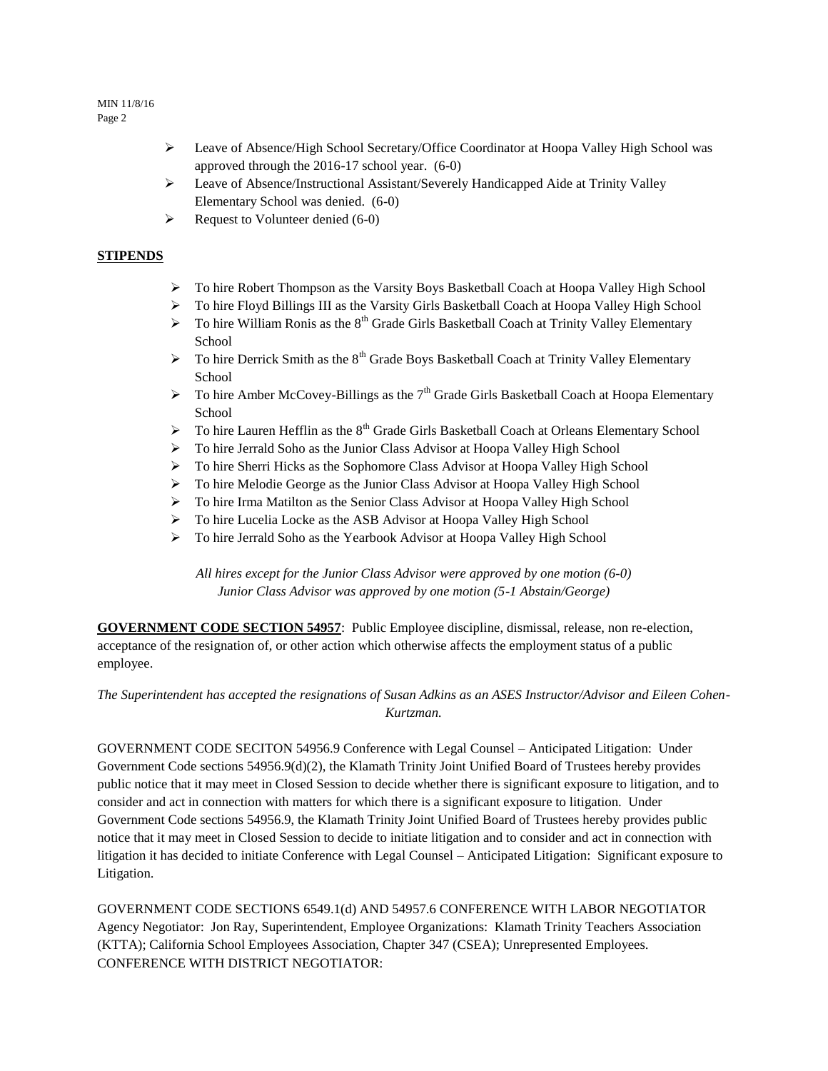- Leave of Absence/High School Secretary/Office Coordinator at Hoopa Valley High School was approved through the 2016-17 school year. (6-0)
- Leave of Absence/Instructional Assistant/Severely Handicapped Aide at Trinity Valley Elementary School was denied. (6-0)
- Request to Volunteer denied (6-0)

**STIPENDS**

- To hire Robert Thompson as the Varsity Boys Basketball Coach at Hoopa Valley High School
- To hire Floyd Billings III as the Varsity Girls Basketball Coach at Hoopa Valley High School
- To hire William Ronis as the 8th Grade Girls Basketball Coach at Trinity Valley Elementary School
- To hire Derrick Smith as the 8th Grade Boys Basketball Coach at Trinity Valley Elementary School
- To hire Amber McCovey-Billings as the 7th Grade Girls Basketball Coach at Hoopa Elementary School
- To hire Lauren Hefflin as the 8th Grade Girls Basketball Coach at Orleans Elementary School
- To hire Jerrald Soho as the Junior Class Advisor at Hoopa Valley High School
- To hire Sherri Hicks as the Sophomore Class Advisor at Hoopa Valley High School
- To hire Melodie George as the Junior Class Advisor at Hoopa Valley High School
- To hire Irma Matilton as the Senior Class Advisor at Hoopa Valley High School
- To hire Lucelia Locke as the ASB Advisor at Hoopa Valley High School
- To hire Jerrald Soho as the Yearbook Advisor at Hoopa Valley High School

*All hires except for the Junior Class Advisor were approved by one motion (6-0)*
*Junior Class Advisor was approved by one motion (5-1 Abstain/George)*

**GOVERNMENT CODE SECTION 54957**: Public Employee discipline, dismissal, release, non re-election, acceptance of the resignation of, or other action which otherwise affects the employment status of a public employee.

*The Superintendent has accepted the resignations of Susan Adkins as an ASES Instructor/Advisor and Eileen Cohen-Kurtzman.*

GOVERNMENT CODE SECITON 54956.9 Conference with Legal Counsel – Anticipated Litigation: Under Government Code sections 54956.9(d)(2), the Klamath Trinity Joint Unified Board of Trustees hereby provides public notice that it may meet in Closed Session to decide whether there is significant exposure to litigation, and to consider and act in connection with matters for which there is a significant exposure to litigation. Under Government Code sections 54956.9, the Klamath Trinity Joint Unified Board of Trustees hereby provides public notice that it may meet in Closed Session to decide to initiate litigation and to consider and act in connection with litigation it has decided to initiate Conference with Legal Counsel – Anticipated Litigation: Significant exposure to Litigation.

GOVERNMENT CODE SECTIONS 6549.1(d) AND 54957.6 CONFERENCE WITH LABOR NEGOTIATOR Agency Negotiator: Jon Ray, Superintendent, Employee Organizations: Klamath Trinity Teachers Association (KTTA); California School Employees Association, Chapter 347 (CSEA); Unrepresented Employees. CONFERENCE WITH DISTRICT NEGOTIATOR: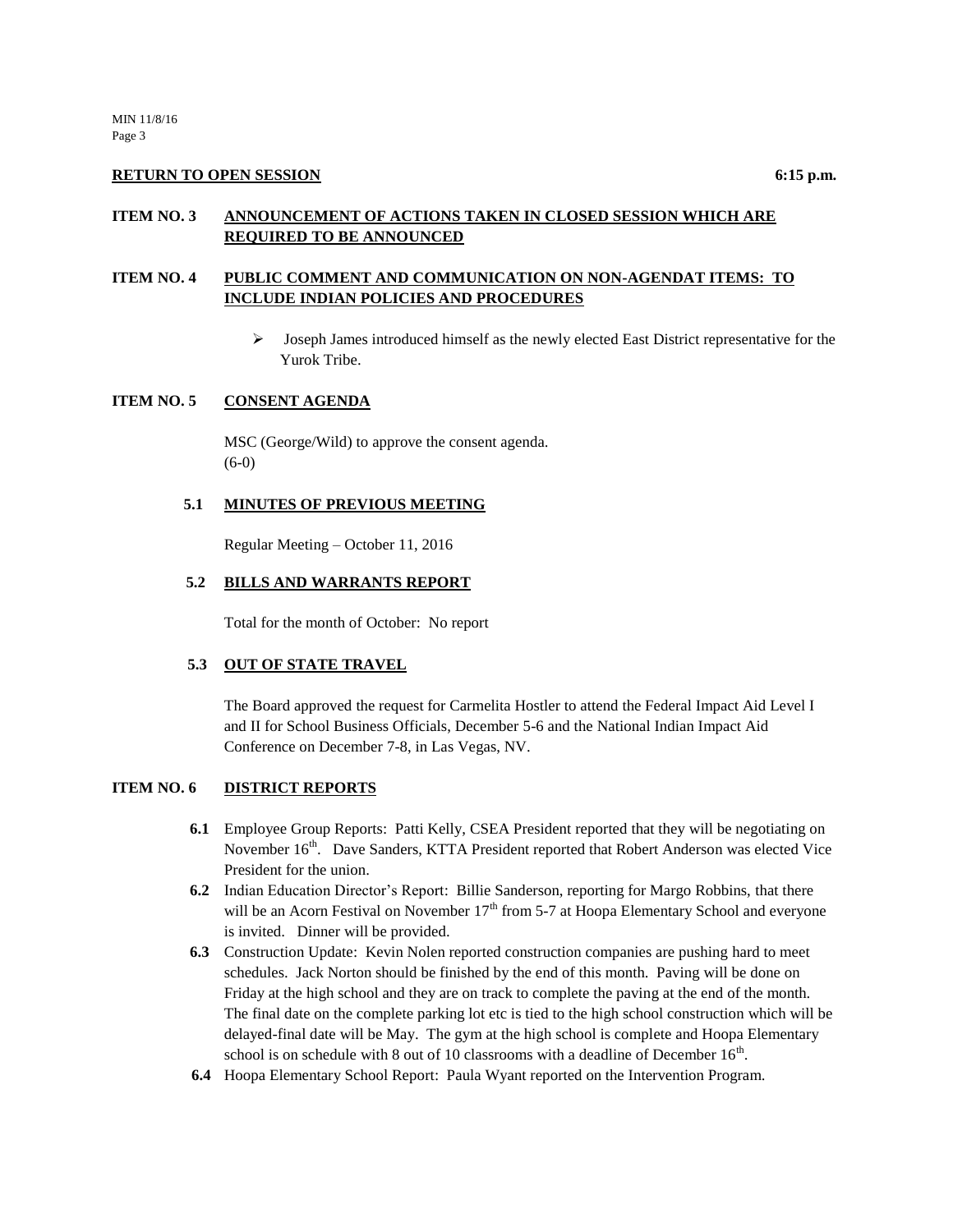**RETURN TO OPEN SESSION** **6:15 p.m.**

**ITEM NO. 3 ANNOUNCEMENT OF ACTIONS TAKEN IN CLOSED SESSION WHICH ARE REQUIRED TO BE ANNOUNCED**

**ITEM NO. 4 PUBLIC COMMENT AND COMMUNICATION ON NON-AGENDAT ITEMS: TO INCLUDE INDIAN POLICIES AND PROCEDURES**

- Joseph James introduced himself as the newly elected East District representative for the Yurok Tribe.

**ITEM NO. 5 CONSENT AGENDA**

MSC (George/Wild) to approve the consent agenda.
(6-0)

**5.1 MINUTES OF PREVIOUS MEETING**

Regular Meeting – October 11, 2016

**5.2 BILLS AND WARRANTS REPORT**

Total for the month of October: No report

**5.3 OUT OF STATE TRAVEL**

The Board approved the request for Carmelita Hostler to attend the Federal Impact Aid Level I and II for School Business Officials, December 5-6 and the National Indian Impact Aid Conference on December 7-8, in Las Vegas, NV.

**ITEM NO. 6 DISTRICT REPORTS**

**6.1** Employee Group Reports: Patti Kelly, CSEA President reported that they will be negotiating on November 16th. Dave Sanders, KTTA President reported that Robert Anderson was elected Vice President for the union.

**6.2** Indian Education Director's Report: Billie Sanderson, reporting for Margo Robbins, that there will be an Acorn Festival on November 17th from 5-7 at Hoopa Elementary School and everyone is invited. Dinner will be provided.

**6.3** Construction Update: Kevin Nolen reported construction companies are pushing hard to meet schedules. Jack Norton should be finished by the end of this month. Paving will be done on Friday at the high school and they are on track to complete the paving at the end of the month. The final date on the complete parking lot etc is tied to the high school construction which will be delayed-final date will be May. The gym at the high school is complete and Hoopa Elementary school is on schedule with 8 out of 10 classrooms with a deadline of December 16th.

**6.4** Hoopa Elementary School Report: Paula Wyant reported on the Intervention Program.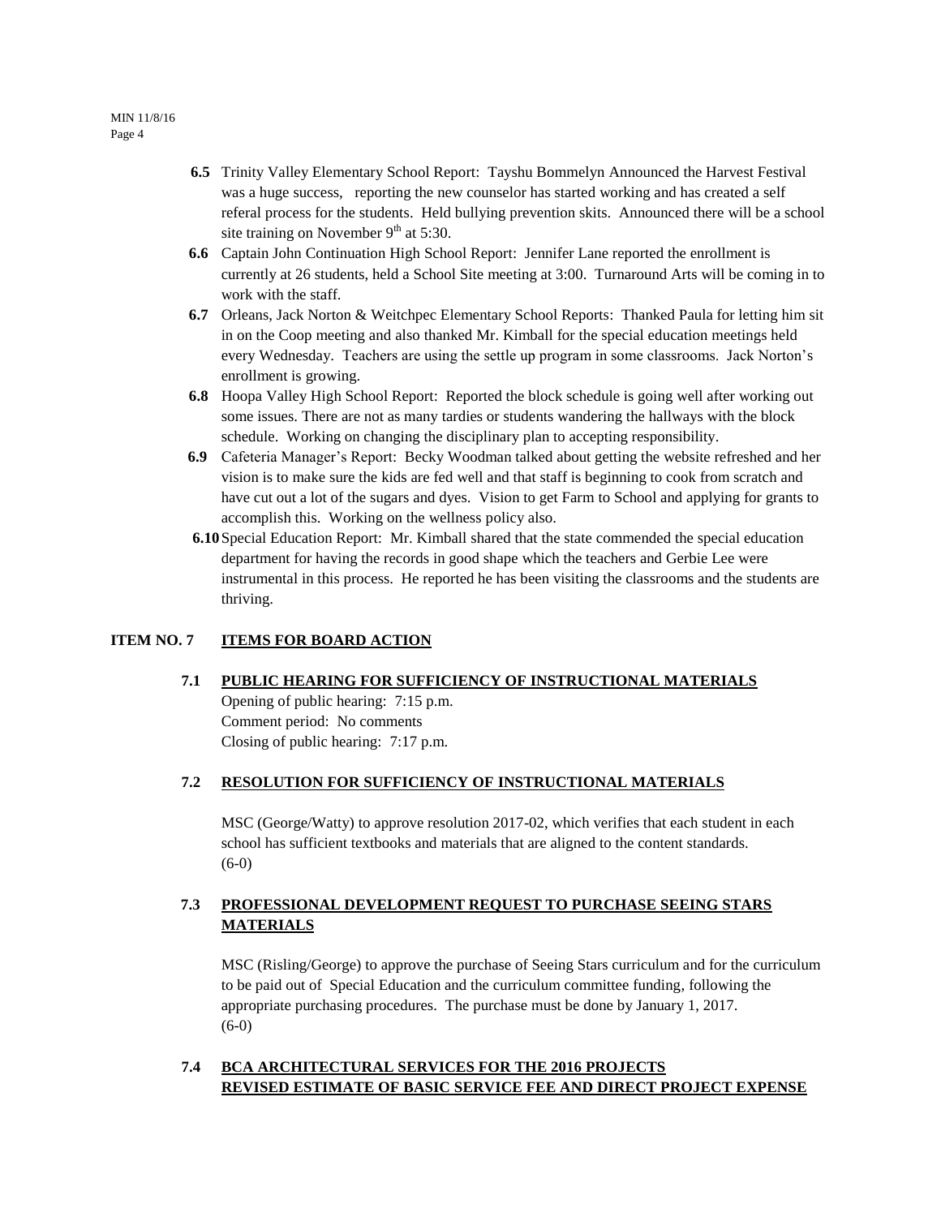**6.5** Trinity Valley Elementary School Report: Tayshu Bommelyn Announced the Harvest Festival was a huge success, reporting the new counselor has started working and has created a self referal process for the students. Held bullying prevention skits. Announced there will be a school site training on November 9th at 5:30.

**6.6** Captain John Continuation High School Report: Jennifer Lane reported the enrollment is currently at 26 students, held a School Site meeting at 3:00. Turnaround Arts will be coming in to work with the staff.

**6.7** Orleans, Jack Norton & Weitchpec Elementary School Reports: Thanked Paula for letting him sit in on the Coop meeting and also thanked Mr. Kimball for the special education meetings held every Wednesday. Teachers are using the settle up program in some classrooms. Jack Norton's enrollment is growing.

**6.8** Hoopa Valley High School Report: Reported the block schedule is going well after working out some issues. There are not as many tardies or students wandering the hallways with the block schedule. Working on changing the disciplinary plan to accepting responsibility.

**6.9** Cafeteria Manager's Report: Becky Woodman talked about getting the website refreshed and her vision is to make sure the kids are fed well and that staff is beginning to cook from scratch and have cut out a lot of the sugars and dyes. Vision to get Farm to School and applying for grants to accomplish this. Working on the wellness policy also.

**6.10** Special Education Report: Mr. Kimball shared that the state commended the special education department for having the records in good shape which the teachers and Gerbie Lee were instrumental in this process. He reported he has been visiting the classrooms and the students are thriving.

## ITEM NO. 7 ITEMS FOR BOARD ACTION

### 7.1 PUBLIC HEARING FOR SUFFICIENCY OF INSTRUCTIONAL MATERIALS

Opening of public hearing: 7:15 p.m.
Comment period: No comments
Closing of public hearing: 7:17 p.m.

### 7.2 RESOLUTION FOR SUFFICIENCY OF INSTRUCTIONAL MATERIALS

MSC (George/Watty) to approve resolution 2017-02, which verifies that each student in each school has sufficient textbooks and materials that are aligned to the content standards.
(6-0)

### 7.3 PROFESSIONAL DEVELOPMENT REQUEST TO PURCHASE SEEING STARS MATERIALS

MSC (Risling/George) to approve the purchase of Seeing Stars curriculum and for the curriculum to be paid out of Special Education and the curriculum committee funding, following the appropriate purchasing procedures. The purchase must be done by January 1, 2017.
(6-0)

### 7.4 BCA ARCHITECTURAL SERVICES FOR THE 2016 PROJECTS REVISED ESTIMATE OF BASIC SERVICE FEE AND DIRECT PROJECT EXPENSE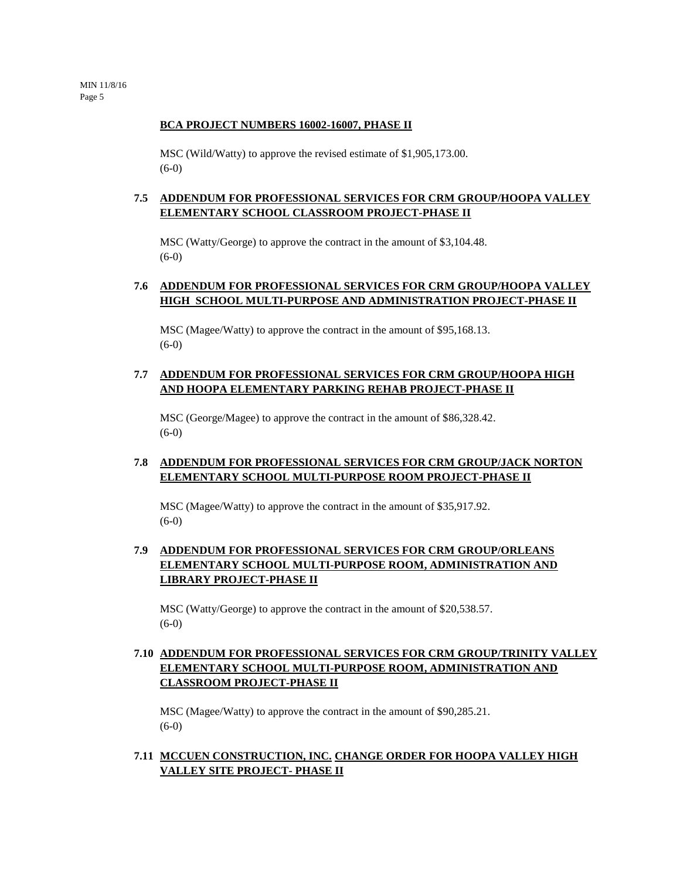**BCA PROJECT NUMBERS 16002-16007, PHASE II**

MSC (Wild/Watty) to approve the revised estimate of $1,905,173.00.
(6-0)

### 7.5 ADDENDUM FOR PROFESSIONAL SERVICES FOR CRM GROUP/HOOPA VALLEY ELEMENTARY SCHOOL CLASSROOM PROJECT-PHASE II

MSC (Watty/George) to approve the contract in the amount of $3,104.48.
(6-0)

### 7.6 ADDENDUM FOR PROFESSIONAL SERVICES FOR CRM GROUP/HOOPA VALLEY HIGH SCHOOL MULTI-PURPOSE AND ADMINISTRATION PROJECT-PHASE II

MSC (Magee/Watty) to approve the contract in the amount of $95,168.13.
(6-0)

### 7.7 ADDENDUM FOR PROFESSIONAL SERVICES FOR CRM GROUP/HOOPA HIGH AND HOOPA ELEMENTARY PARKING REHAB PROJECT-PHASE II

MSC (George/Magee) to approve the contract in the amount of $86,328.42.
(6-0)

### 7.8 ADDENDUM FOR PROFESSIONAL SERVICES FOR CRM GROUP/JACK NORTON ELEMENTARY SCHOOL MULTI-PURPOSE ROOM PROJECT-PHASE II

MSC (Magee/Watty) to approve the contract in the amount of $35,917.92.
(6-0)

### 7.9 ADDENDUM FOR PROFESSIONAL SERVICES FOR CRM GROUP/ORLEANS ELEMENTARY SCHOOL MULTI-PURPOSE ROOM, ADMINISTRATION AND LIBRARY PROJECT-PHASE II

MSC (Watty/George) to approve the contract in the amount of $20,538.57.
(6-0)

### 7.10 ADDENDUM FOR PROFESSIONAL SERVICES FOR CRM GROUP/TRINITY VALLEY ELEMENTARY SCHOOL MULTI-PURPOSE ROOM, ADMINISTRATION AND CLASSROOM PROJECT-PHASE II

MSC (Magee/Watty) to approve the contract in the amount of $90,285.21.
(6-0)

### 7.11 MCCUEN CONSTRUCTION, INC. CHANGE ORDER FOR HOOPA VALLEY HIGH VALLEY SITE PROJECT- PHASE II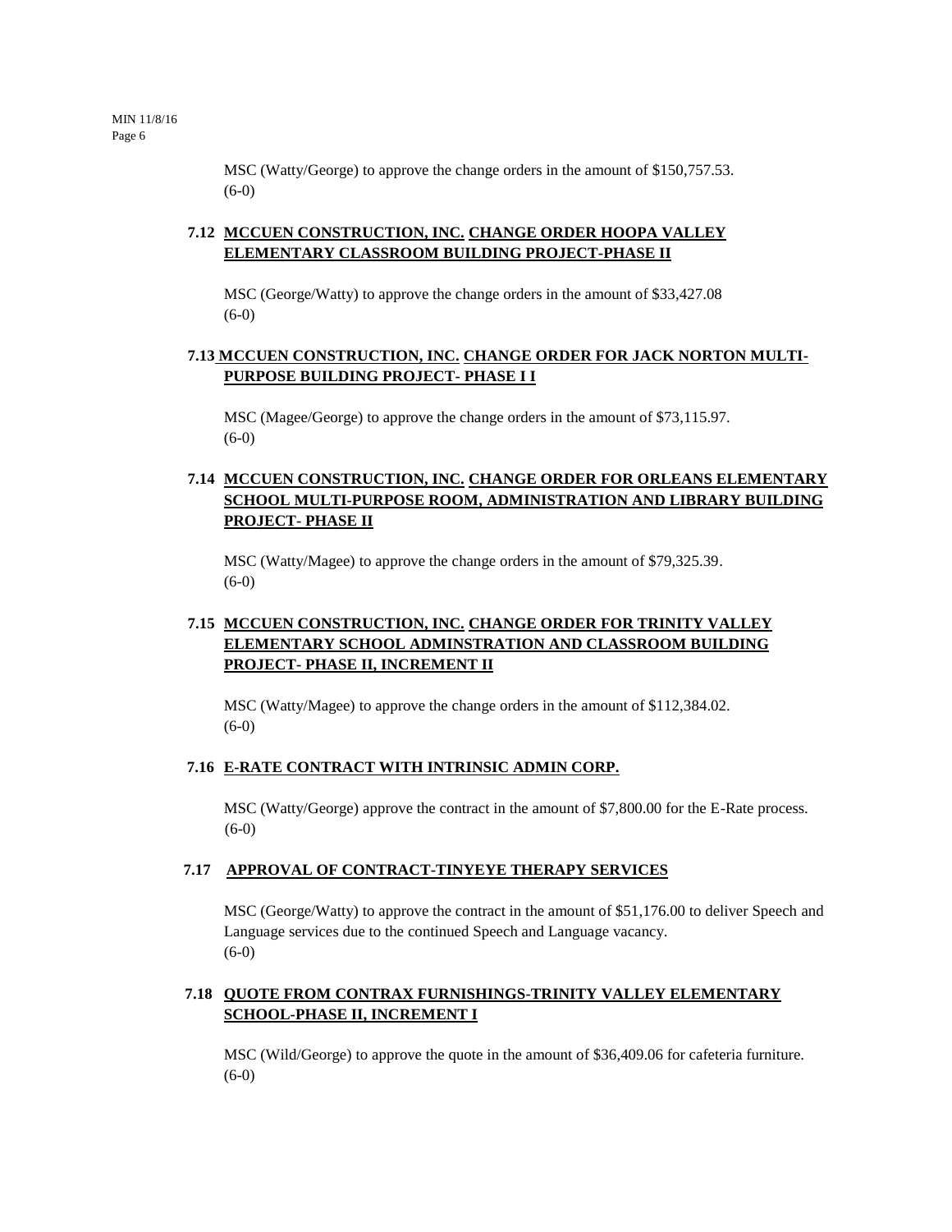MSC (Watty/George) to approve the change orders in the amount of $150,757.53.
(6-0)

### 7.12 MCCUEN CONSTRUCTION, INC. CHANGE ORDER HOOPA VALLEY ELEMENTARY CLASSROOM BUILDING PROJECT-PHASE II

MSC (George/Watty) to approve the change orders in the amount of $33,427.08
(6-0)

### 7.13 MCCUEN CONSTRUCTION, INC. CHANGE ORDER FOR JACK NORTON MULTI-PURPOSE BUILDING PROJECT- PHASE I I

MSC (Magee/George) to approve the change orders in the amount of $73,115.97.
(6-0)

### 7.14 MCCUEN CONSTRUCTION, INC. CHANGE ORDER FOR ORLEANS ELEMENTARY SCHOOL MULTI-PURPOSE ROOM, ADMINISTRATION AND LIBRARY BUILDING PROJECT- PHASE II

MSC (Watty/Magee) to approve the change orders in the amount of $79,325.39.
(6-0)

### 7.15 MCCUEN CONSTRUCTION, INC. CHANGE ORDER FOR TRINITY VALLEY ELEMENTARY SCHOOL ADMINSTRATION AND CLASSROOM BUILDING PROJECT- PHASE II, INCREMENT II

MSC (Watty/Magee) to approve the change orders in the amount of $112,384.02.
(6-0)

### 7.16 E-RATE CONTRACT WITH INTRINSIC ADMIN CORP.

MSC (Watty/George) approve the contract in the amount of $7,800.00 for the E-Rate process.
(6-0)

### 7.17 APPROVAL OF CONTRACT-TINYEYE THERAPY SERVICES

MSC (George/Watty) to approve the contract in the amount of $51,176.00 to deliver Speech and Language services due to the continued Speech and Language vacancy.
(6-0)

### 7.18 QUOTE FROM CONTRAX FURNISHINGS-TRINITY VALLEY ELEMENTARY SCHOOL-PHASE II, INCREMENT I

MSC (Wild/George) to approve the quote in the amount of $36,409.06 for cafeteria furniture.
(6-0)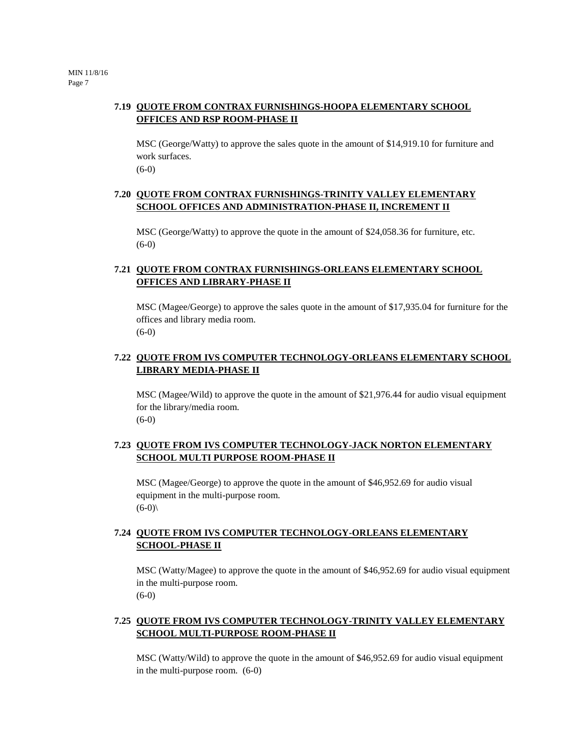### 7.19 QUOTE FROM CONTRAX FURNISHINGS-HOOPA ELEMENTARY SCHOOL OFFICES AND RSP ROOM-PHASE II

MSC (George/Watty) to approve the sales quote in the amount of $14,919.10 for furniture and work surfaces.
(6-0)

### 7.20 QUOTE FROM CONTRAX FURNISHINGS-TRINITY VALLEY ELEMENTARY SCHOOL OFFICES AND ADMINISTRATION-PHASE II, INCREMENT II

MSC (George/Watty) to approve the quote in the amount of $24,058.36 for furniture, etc.
(6-0)

### 7.21 QUOTE FROM CONTRAX FURNISHINGS-ORLEANS ELEMENTARY SCHOOL OFFICES AND LIBRARY-PHASE II

MSC (Magee/George) to approve the sales quote in the amount of $17,935.04 for furniture for the offices and library media room.
(6-0)

### 7.22 QUOTE FROM IVS COMPUTER TECHNOLOGY-ORLEANS ELEMENTARY SCHOOL LIBRARY MEDIA-PHASE II

MSC (Magee/Wild) to approve the quote in the amount of $21,976.44 for audio visual equipment for the library/media room.
(6-0)

### 7.23 QUOTE FROM IVS COMPUTER TECHNOLOGY-JACK NORTON ELEMENTARY SCHOOL MULTI PURPOSE ROOM-PHASE II

MSC (Magee/George) to approve the quote in the amount of $46,952.69 for audio visual equipment in the multi-purpose room.
(6-0)\

### 7.24 QUOTE FROM IVS COMPUTER TECHNOLOGY-ORLEANS ELEMENTARY SCHOOL-PHASE II

MSC (Watty/Magee) to approve the quote in the amount of $46,952.69 for audio visual equipment in the multi-purpose room.
(6-0)

### 7.25 QUOTE FROM IVS COMPUTER TECHNOLOGY-TRINITY VALLEY ELEMENTARY SCHOOL MULTI-PURPOSE ROOM-PHASE II

MSC (Watty/Wild) to approve the quote in the amount of $46,952.69 for audio visual equipment in the multi-purpose room. (6-0)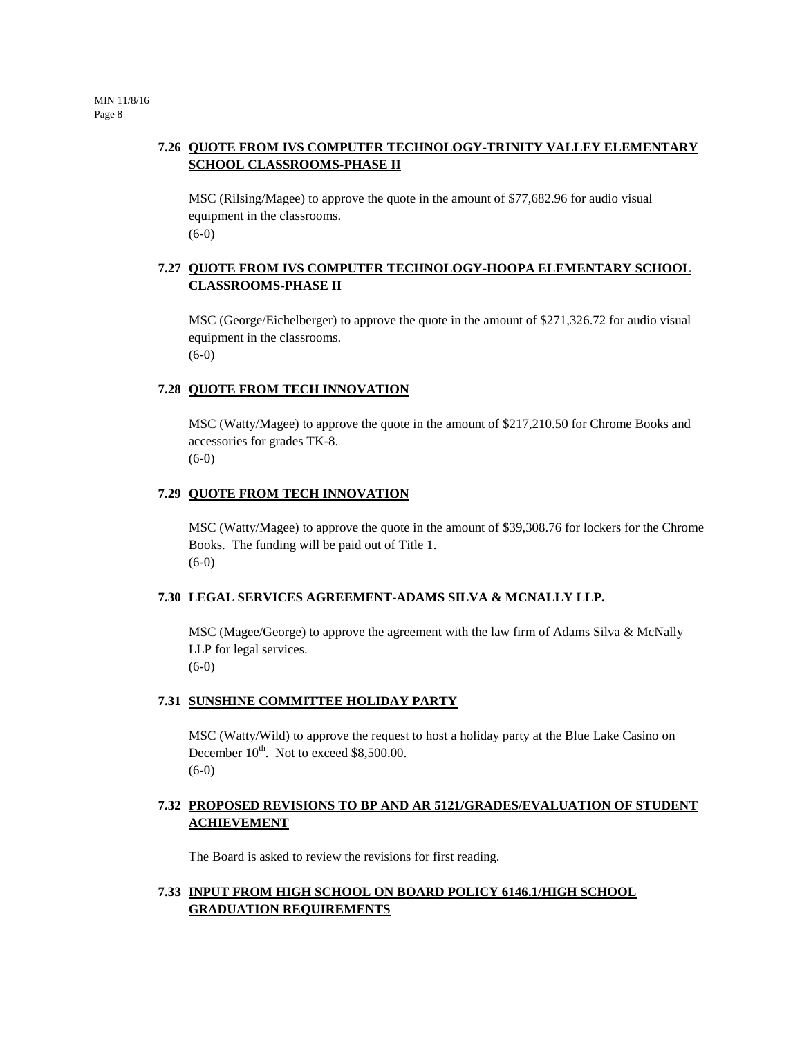### 7.26 QUOTE FROM IVS COMPUTER TECHNOLOGY-TRINITY VALLEY ELEMENTARY SCHOOL CLASSROOMS-PHASE II

MSC (Rilsing/Magee) to approve the quote in the amount of $77,682.96 for audio visual equipment in the classrooms.
(6-0)

### 7.27 QUOTE FROM IVS COMPUTER TECHNOLOGY-HOOPA ELEMENTARY SCHOOL CLASSROOMS-PHASE II

MSC (George/Eichelberger) to approve the quote in the amount of $271,326.72 for audio visual equipment in the classrooms.
(6-0)

### 7.28 QUOTE FROM TECH INNOVATION

MSC (Watty/Magee) to approve the quote in the amount of $217,210.50 for Chrome Books and accessories for grades TK-8.
(6-0)

### 7.29 QUOTE FROM TECH INNOVATION

MSC (Watty/Magee) to approve the quote in the amount of $39,308.76 for lockers for the Chrome Books. The funding will be paid out of Title 1.
(6-0)

### 7.30 LEGAL SERVICES AGREEMENT-ADAMS SILVA & MCNALLY LLP.

MSC (Magee/George) to approve the agreement with the law firm of Adams Silva & McNally LLP for legal services.
(6-0)

### 7.31 SUNSHINE COMMITTEE HOLIDAY PARTY

MSC (Watty/Wild) to approve the request to host a holiday party at the Blue Lake Casino on December 10th. Not to exceed $8,500.00.
(6-0)

### 7.32 PROPOSED REVISIONS TO BP AND AR 5121/GRADES/EVALUATION OF STUDENT ACHIEVEMENT

The Board is asked to review the revisions for first reading.

### 7.33 INPUT FROM HIGH SCHOOL ON BOARD POLICY 6146.1/HIGH SCHOOL GRADUATION REQUIREMENTS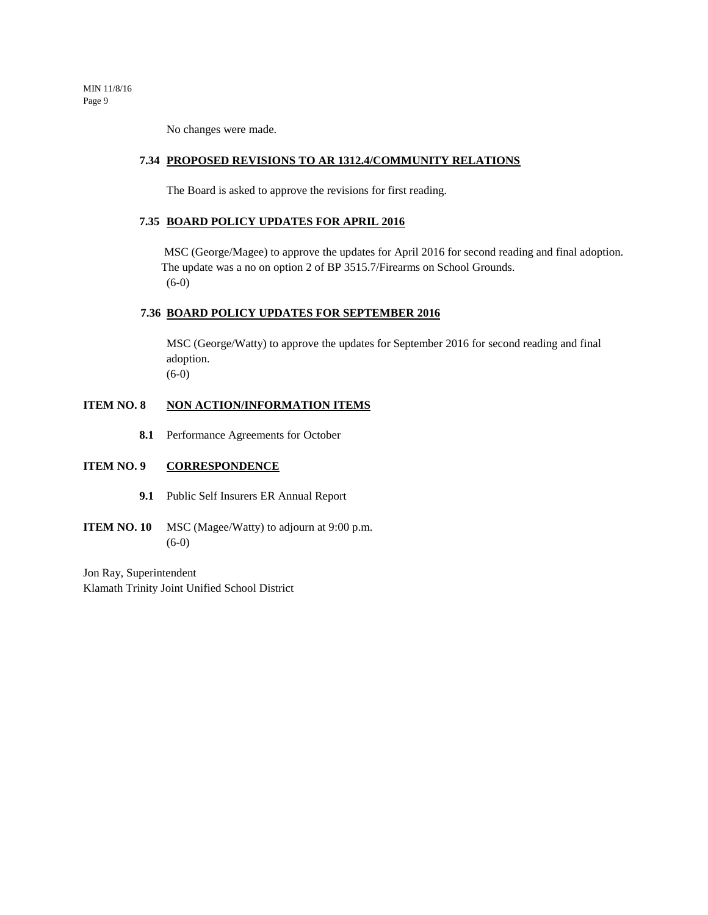No changes were made.

**7.34 PROPOSED REVISIONS TO AR 1312.4/COMMUNITY RELATIONS**

The Board is asked to approve the revisions for first reading.

**7.35 BOARD POLICY UPDATES FOR APRIL 2016**

MSC (George/Magee) to approve the updates for April 2016 for second reading and final adoption. The update was a no on option 2 of BP 3515.7/Firearms on School Grounds.
(6-0)

**7.36 BOARD POLICY UPDATES FOR SEPTEMBER 2016**

MSC (George/Watty) to approve the updates for September 2016 for second reading and final adoption.
(6-0)

**ITEM NO. 8 NON ACTION/INFORMATION ITEMS**

**8.1** Performance Agreements for October

**ITEM NO. 9 CORRESPONDENCE**

**9.1** Public Self Insurers ER Annual Report

**ITEM NO. 10** MSC (Magee/Watty) to adjourn at 9:00 p.m.
(6-0)

Jon Ray, Superintendent
Klamath Trinity Joint Unified School District